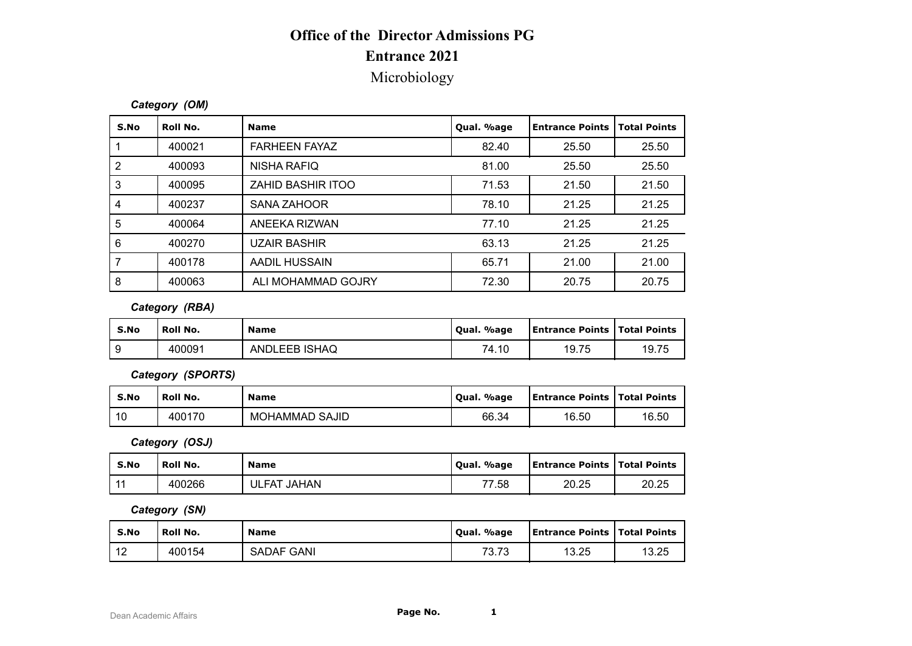# Office of the Director Admissions PG

## Entrance 2021

## Microbiology

***Category (OM)***

| S.No | Roll No. | Name | Qual. %age | Entrance Points | Total Points |
|---|---|---|---|---|---|
| 1 | 400021 | FARHEEN FAYAZ | 82.40 | 25.50 | 25.50 |
| 2 | 400093 | NISHA RAFIQ | 81.00 | 25.50 | 25.50 |
| 3 | 400095 | ZAHID BASHIR ITOO | 71.53 | 21.50 | 21.50 |
| 4 | 400237 | SANA ZAHOOR | 78.10 | 21.25 | 21.25 |
| 5 | 400064 | ANEEKA RIZWAN | 77.10 | 21.25 | 21.25 |
| 6 | 400270 | UZAIR BASHIR | 63.13 | 21.25 | 21.25 |
| 7 | 400178 | AADIL HUSSAIN | 65.71 | 21.00 | 21.00 |
| 8 | 400063 | ALI MOHAMMAD GOJRY | 72.30 | 20.75 | 20.75 |

***Category (RBA)***

| S.No | Roll No. | Name | Qual. %age | Entrance Points | Total Points |
|---|---|---|---|---|---|
| 9 | 400091 | ANDLEEB ISHAQ | 74.10 | 19.75 | 19.75 |

***Category (SPORTS)***

| S.No | Roll No. | Name | Qual. %age | Entrance Points | Total Points |
|---|---|---|---|---|---|
| 10 | 400170 | MOHAMMAD SAJID | 66.34 | 16.50 | 16.50 |

***Category (OSJ)***

| S.No | Roll No. | Name | Qual. %age | Entrance Points | Total Points |
|---|---|---|---|---|---|
| 11 | 400266 | ULFAT JAHAN | 77.58 | 20.25 | 20.25 |

***Category (SN)***

| S.No | Roll No. | Name | Qual. %age | Entrance Points | Total Points |
|---|---|---|---|---|---|
| 12 | 400154 | SADAF GANI | 73.73 | 13.25 | 13.25 |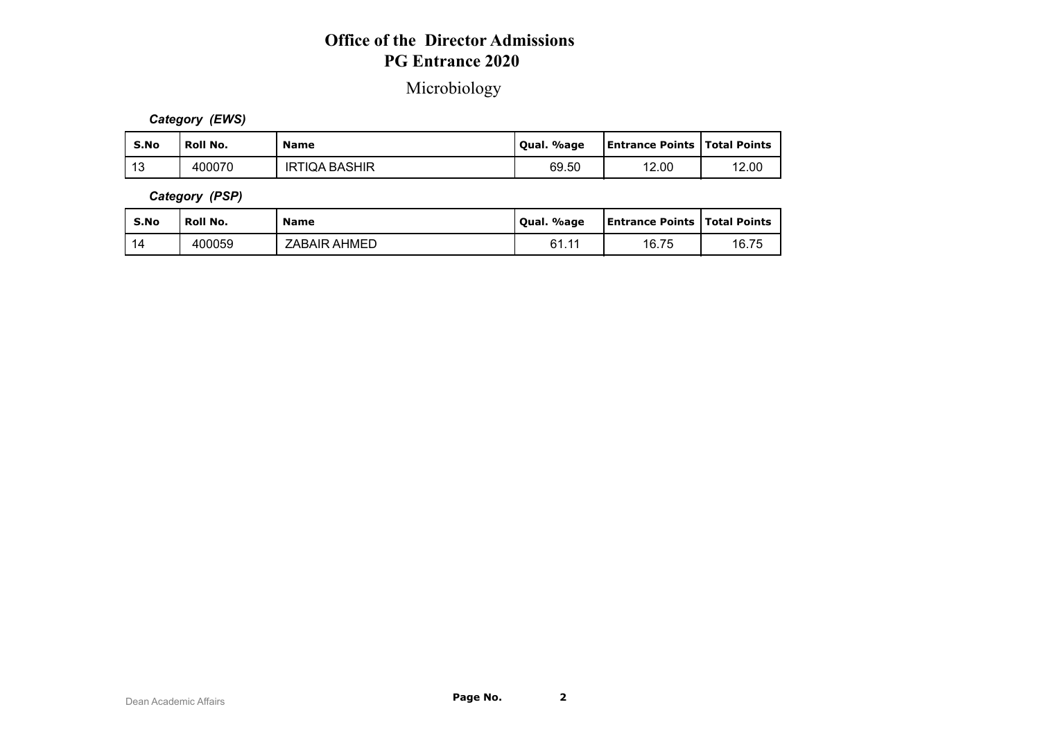# Office of the Director Admissions
# PG Entrance 2020

## Microbiology

***Category (EWS)***

| S.No | Roll No. | Name | Qual. %age | Entrance Points | Total Points |
|---|---|---|---|---|---|
| 13 | 400070 | IRTIQA BASHIR | 69.50 | 12.00 | 12.00 |

***Category (PSP)***

| S.No | Roll No. | Name | Qual. %age | Entrance Points | Total Points |
|---|---|---|---|---|---|
| 14 | 400059 | ZABAIR AHMED | 61.11 | 16.75 | 16.75 |

Dean Academic Affairs